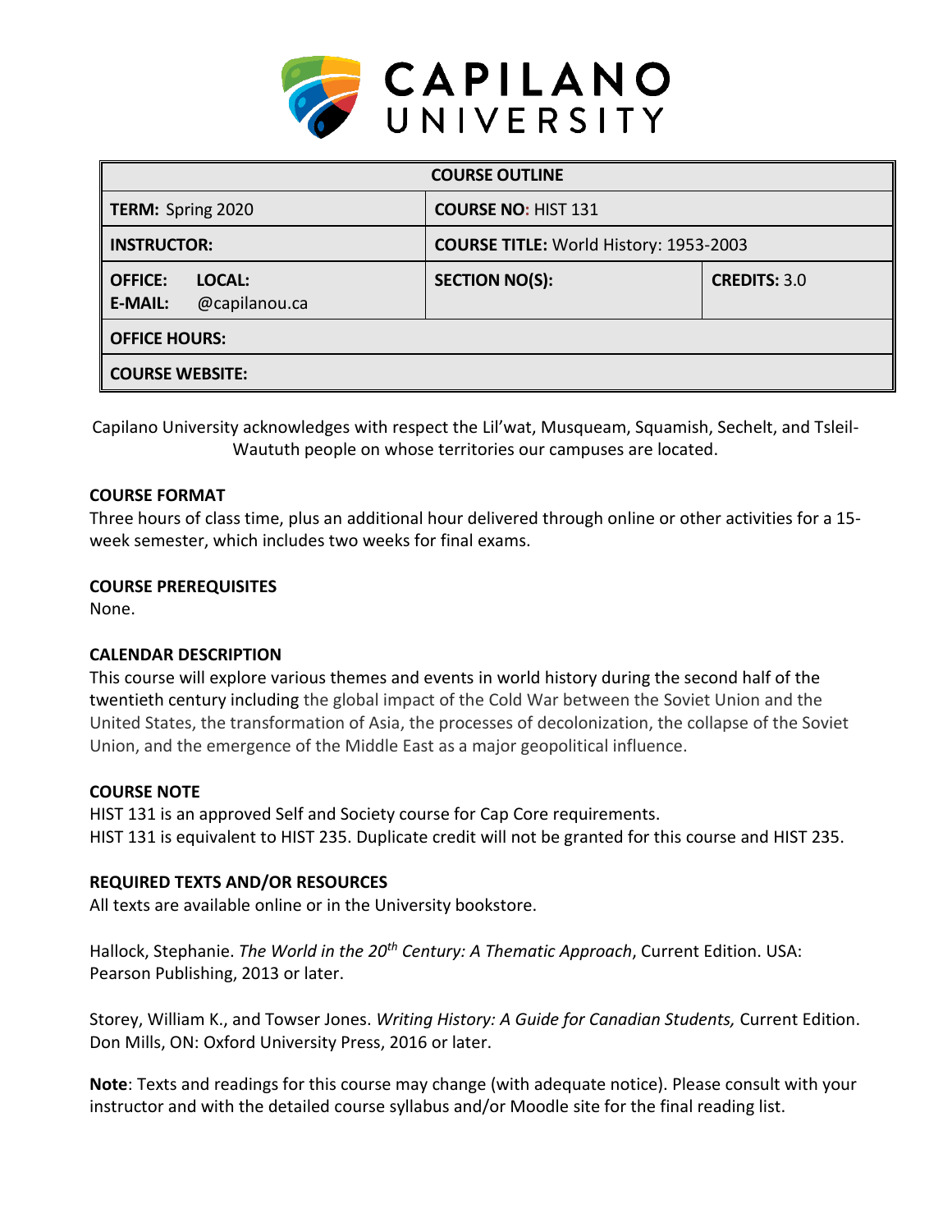# CAPILANO UNIVERSITY

| COURSE OUTLINE | | |
|---|---|---|
| **TERM:** Spring 2020 | **COURSE NO:** HIST 131 | |
| **INSTRUCTOR:** | **COURSE TITLE:** World History: 1953-2003 | |
| **OFFICE:** **LOCAL:** <br> **E-MAIL:** @capilanou.ca | **SECTION NO(S):** | **CREDITS:** 3.0 |
| **OFFICE HOURS:** | | |
| **COURSE WEBSITE:** | | |

Capilano University acknowledges with respect the Lil'wat, Musqueam, Squamish, Sechelt, and Tsleil-Waututh people on whose territories our campuses are located.

**COURSE FORMAT**
Three hours of class time, plus an additional hour delivered through online or other activities for a 15-week semester, which includes two weeks for final exams.

**COURSE PREREQUISITES**
None.

**CALENDAR DESCRIPTION**
This course will explore various themes and events in world history during the second half of the twentieth century including the global impact of the Cold War between the Soviet Union and the United States, the transformation of Asia, the processes of decolonization, the collapse of the Soviet Union, and the emergence of the Middle East as a major geopolitical influence.

**COURSE NOTE**
HIST 131 is an approved Self and Society course for Cap Core requirements.
HIST 131 is equivalent to HIST 235. Duplicate credit will not be granted for this course and HIST 235.

**REQUIRED TEXTS AND/OR RESOURCES**
All texts are available online or in the University bookstore.

Hallock, Stephanie. *The World in the 20th Century: A Thematic Approach*, Current Edition. USA: Pearson Publishing, 2013 or later.

Storey, William K., and Towser Jones. *Writing History: A Guide for Canadian Students,* Current Edition. Don Mills, ON: Oxford University Press, 2016 or later.

**Note**: Texts and readings for this course may change (with adequate notice). Please consult with your instructor and with the detailed course syllabus and/or Moodle site for the final reading list.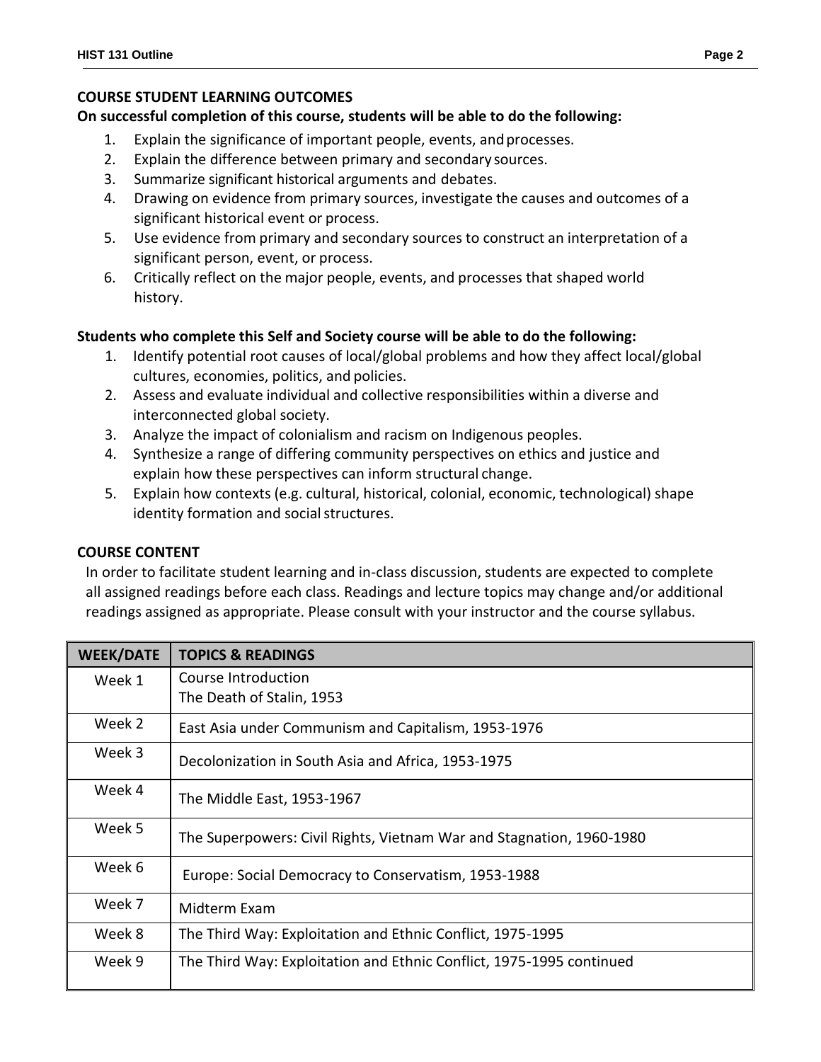## COURSE STUDENT LEARNING OUTCOMES

**On successful completion of this course, students will be able to do the following:**

1. Explain the significance of important people, events, and processes.
2. Explain the difference between primary and secondary sources.
3. Summarize significant historical arguments and debates.
4. Drawing on evidence from primary sources, investigate the causes and outcomes of a significant historical event or process.
5. Use evidence from primary and secondary sources to construct an interpretation of a significant person, event, or process.
6. Critically reflect on the major people, events, and processes that shaped world history.

**Students who complete this Self and Society course will be able to do the following:**

1. Identify potential root causes of local/global problems and how they affect local/global cultures, economies, politics, and policies.
2. Assess and evaluate individual and collective responsibilities within a diverse and interconnected global society.
3. Analyze the impact of colonialism and racism on Indigenous peoples.
4. Synthesize a range of differing community perspectives on ethics and justice and explain how these perspectives can inform structural change.
5. Explain how contexts (e.g. cultural, historical, colonial, economic, technological) shape identity formation and social structures.

## COURSE CONTENT

In order to facilitate student learning and in-class discussion, students are expected to complete all assigned readings before each class. Readings and lecture topics may change and/or additional readings assigned as appropriate. Please consult with your instructor and the course syllabus.

| WEEK/DATE | TOPICS & READINGS |
|---|---|
| Week 1 | Course Introduction<br>The Death of Stalin, 1953 |
| Week 2 | East Asia under Communism and Capitalism, 1953-1976 |
| Week 3 | Decolonization in South Asia and Africa, 1953-1975 |
| Week 4 | The Middle East, 1953-1967 |
| Week 5 | The Superpowers: Civil Rights, Vietnam War and Stagnation, 1960-1980 |
| Week 6 | Europe: Social Democracy to Conservatism, 1953-1988 |
| Week 7 | Midterm Exam |
| Week 8 | The Third Way: Exploitation and Ethnic Conflict, 1975-1995 |
| Week 9 | The Third Way: Exploitation and Ethnic Conflict, 1975-1995 continued |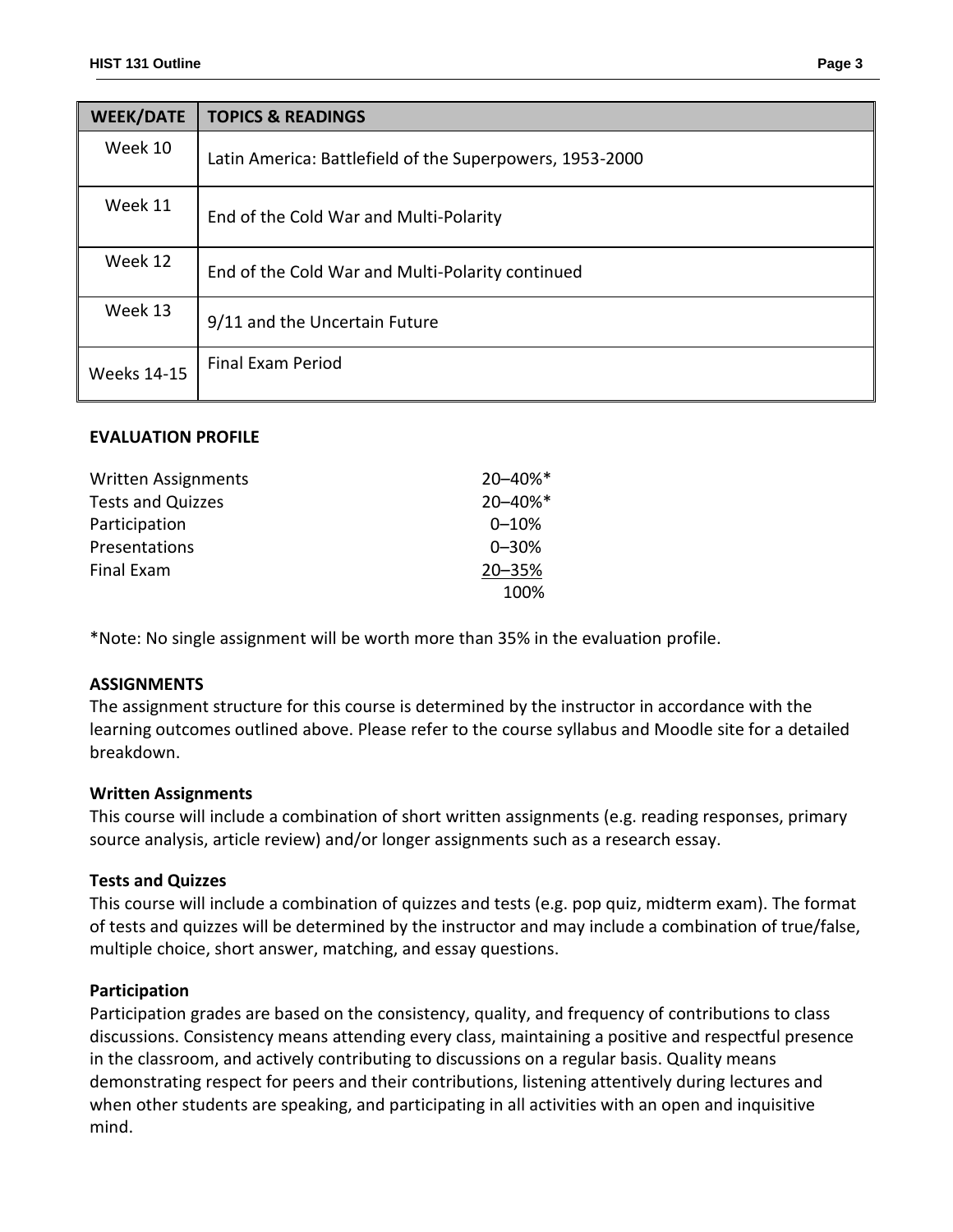| WEEK/DATE | TOPICS & READINGS |
|---|---|
| Week 10 | Latin America: Battlefield of the Superpowers, 1953-2000 |
| Week 11 | End of the Cold War and Multi-Polarity |
| Week 12 | End of the Cold War and Multi-Polarity continued |
| Week 13 | 9/11 and the Uncertain Future |
| Weeks 14-15 | Final Exam Period |

**EVALUATION PROFILE**

| | |
|---|---|
| Written Assignments | 20–40%* |
| Tests and Quizzes | 20–40%* |
| Participation | 0–10% |
| Presentations | 0–30% |
| Final Exam | 20–35% |
| | 100% |

*Note: No single assignment will be worth more than 35% in the evaluation profile.

**ASSIGNMENTS**

The assignment structure for this course is determined by the instructor in accordance with the learning outcomes outlined above. Please refer to the course syllabus and Moodle site for a detailed breakdown.

**Written Assignments**

This course will include a combination of short written assignments (e.g. reading responses, primary source analysis, article review) and/or longer assignments such as a research essay.

**Tests and Quizzes**

This course will include a combination of quizzes and tests (e.g. pop quiz, midterm exam). The format of tests and quizzes will be determined by the instructor and may include a combination of true/false, multiple choice, short answer, matching, and essay questions.

**Participation**

Participation grades are based on the consistency, quality, and frequency of contributions to class discussions. Consistency means attending every class, maintaining a positive and respectful presence in the classroom, and actively contributing to discussions on a regular basis. Quality means demonstrating respect for peers and their contributions, listening attentively during lectures and when other students are speaking, and participating in all activities with an open and inquisitive mind.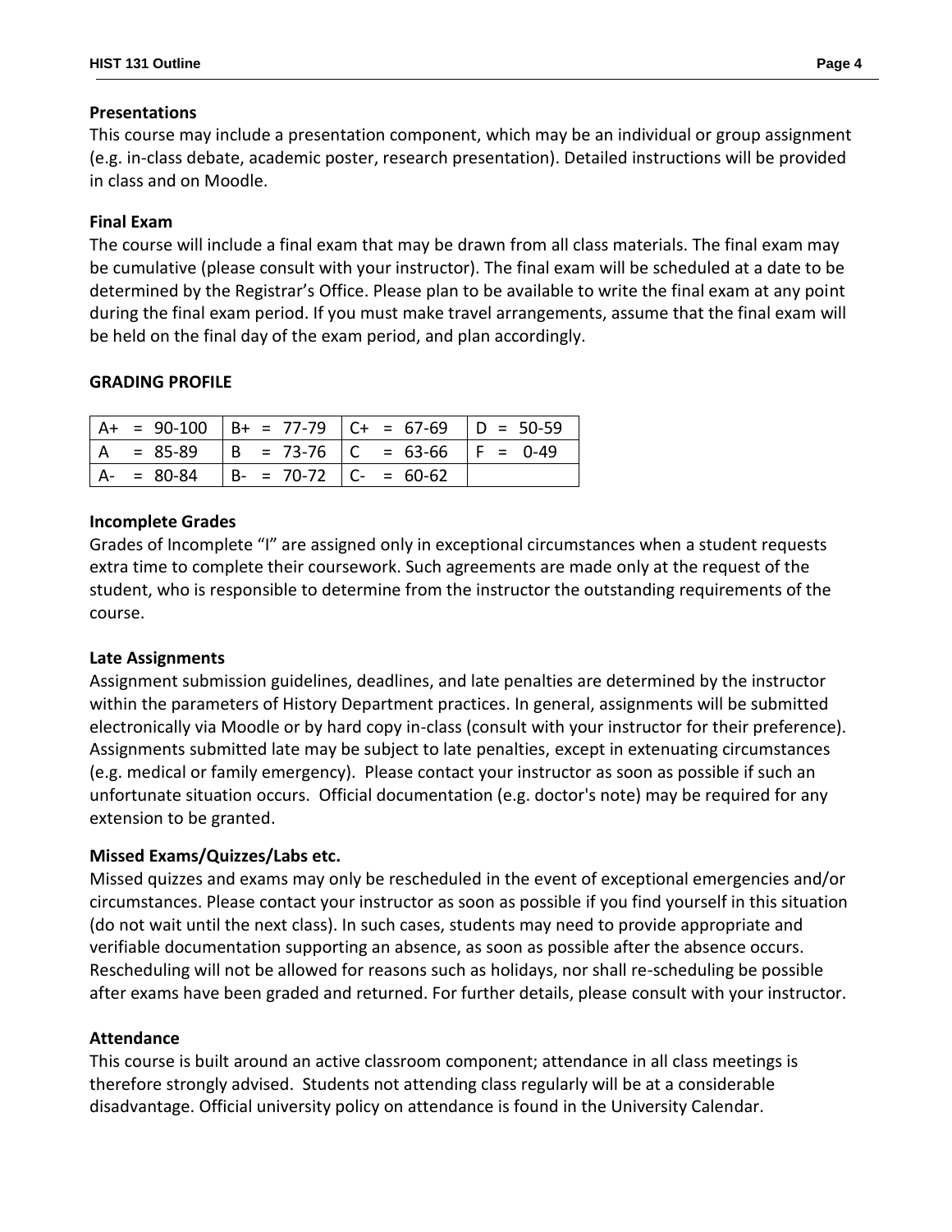**Presentations**

This course may include a presentation component, which may be an individual or group assignment (e.g. in-class debate, academic poster, research presentation). Detailed instructions will be provided in class and on Moodle.

**Final Exam**

The course will include a final exam that may be drawn from all class materials. The final exam may be cumulative (please consult with your instructor). The final exam will be scheduled at a date to be determined by the Registrar's Office. Please plan to be available to write the final exam at any point during the final exam period. If you must make travel arrangements, assume that the final exam will be held on the final day of the exam period, and plan accordingly.

**GRADING PROFILE**

| | | | |
|---|---|---|---|
| A+ = 90-100 | B+ = 77-79 | C+ = 67-69 | D = 50-59 |
| A = 85-89 | B = 73-76 | C = 63-66 | F = 0-49 |
| A- = 80-84 | B- = 70-72 | C- = 60-62 | |

**Incomplete Grades**

Grades of Incomplete "I" are assigned only in exceptional circumstances when a student requests extra time to complete their coursework. Such agreements are made only at the request of the student, who is responsible to determine from the instructor the outstanding requirements of the course.

**Late Assignments**

Assignment submission guidelines, deadlines, and late penalties are determined by the instructor within the parameters of History Department practices. In general, assignments will be submitted electronically via Moodle or by hard copy in-class (consult with your instructor for their preference). Assignments submitted late may be subject to late penalties, except in extenuating circumstances (e.g. medical or family emergency). Please contact your instructor as soon as possible if such an unfortunate situation occurs. Official documentation (e.g. doctor's note) may be required for any extension to be granted.

**Missed Exams/Quizzes/Labs etc.**

Missed quizzes and exams may only be rescheduled in the event of exceptional emergencies and/or circumstances. Please contact your instructor as soon as possible if you find yourself in this situation (do not wait until the next class). In such cases, students may need to provide appropriate and verifiable documentation supporting an absence, as soon as possible after the absence occurs. Rescheduling will not be allowed for reasons such as holidays, nor shall re-scheduling be possible after exams have been graded and returned. For further details, please consult with your instructor.

**Attendance**

This course is built around an active classroom component; attendance in all class meetings is therefore strongly advised. Students not attending class regularly will be at a considerable disadvantage. Official university policy on attendance is found in the University Calendar.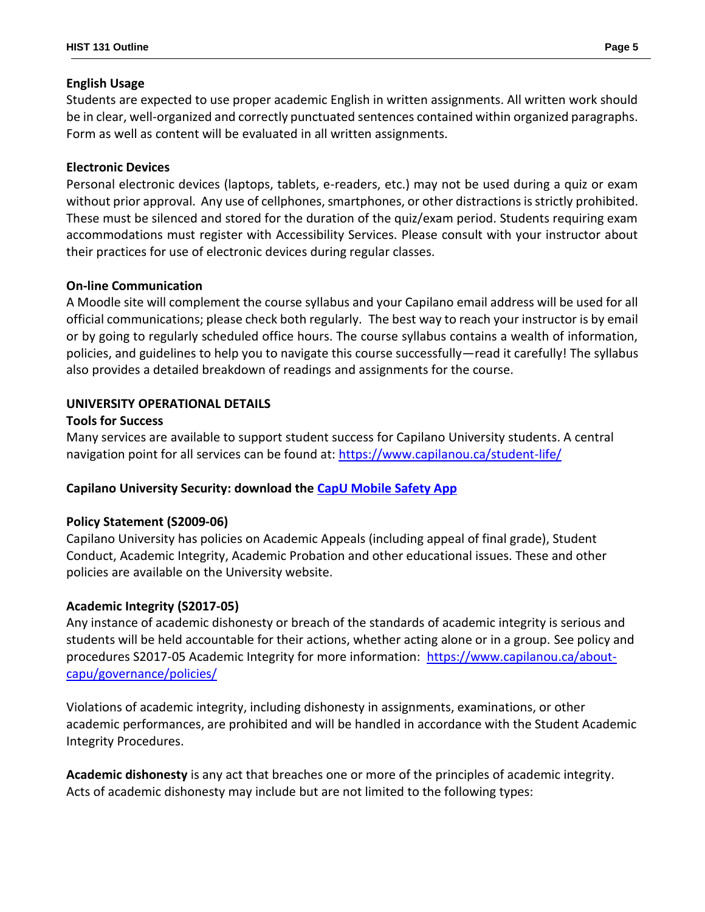**English Usage**

Students are expected to use proper academic English in written assignments. All written work should be in clear, well-organized and correctly punctuated sentences contained within organized paragraphs. Form as well as content will be evaluated in all written assignments.

**Electronic Devices**

Personal electronic devices (laptops, tablets, e-readers, etc.) may not be used during a quiz or exam without prior approval. Any use of cellphones, smartphones, or other distractions is strictly prohibited. These must be silenced and stored for the duration of the quiz/exam period. Students requiring exam accommodations must register with Accessibility Services. Please consult with your instructor about their practices for use of electronic devices during regular classes.

**On-line Communication**

A Moodle site will complement the course syllabus and your Capilano email address will be used for all official communications; please check both regularly. The best way to reach your instructor is by email or by going to regularly scheduled office hours. The course syllabus contains a wealth of information, policies, and guidelines to help you to navigate this course successfully—read it carefully! The syllabus also provides a detailed breakdown of readings and assignments for the course.

**UNIVERSITY OPERATIONAL DETAILS**

**Tools for Success**

Many services are available to support student success for Capilano University students. A central navigation point for all services can be found at: https://www.capilanou.ca/student-life/

**Capilano University Security: download the CapU Mobile Safety App**

**Policy Statement (S2009-06)**

Capilano University has policies on Academic Appeals (including appeal of final grade), Student Conduct, Academic Integrity, Academic Probation and other educational issues. These and other policies are available on the University website.

**Academic Integrity (S2017-05)**

Any instance of academic dishonesty or breach of the standards of academic integrity is serious and students will be held accountable for their actions, whether acting alone or in a group. See policy and procedures S2017-05 Academic Integrity for more information: https://www.capilanou.ca/about-capu/governance/policies/

Violations of academic integrity, including dishonesty in assignments, examinations, or other academic performances, are prohibited and will be handled in accordance with the Student Academic Integrity Procedures.

**Academic dishonesty** is any act that breaches one or more of the principles of academic integrity. Acts of academic dishonesty may include but are not limited to the following types: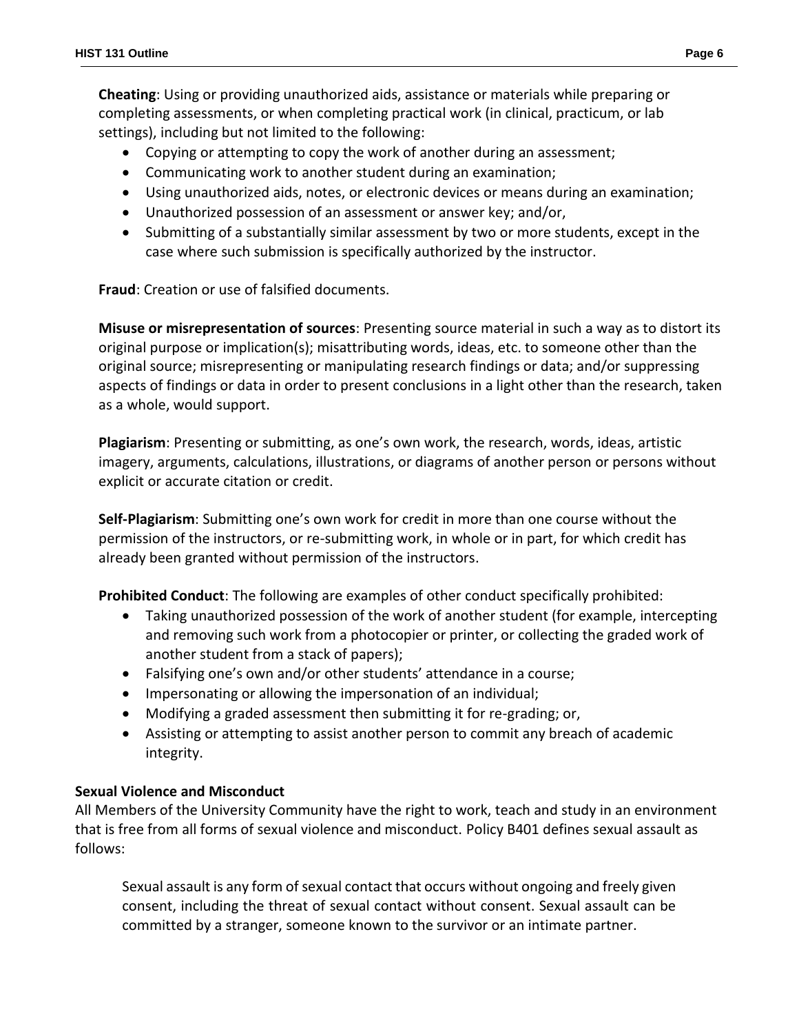**Cheating**: Using or providing unauthorized aids, assistance or materials while preparing or completing assessments, or when completing practical work (in clinical, practicum, or lab settings), including but not limited to the following:

- Copying or attempting to copy the work of another during an assessment;
- Communicating work to another student during an examination;
- Using unauthorized aids, notes, or electronic devices or means during an examination;
- Unauthorized possession of an assessment or answer key; and/or,
- Submitting of a substantially similar assessment by two or more students, except in the case where such submission is specifically authorized by the instructor.

**Fraud**: Creation or use of falsified documents.

**Misuse or misrepresentation of sources**: Presenting source material in such a way as to distort its original purpose or implication(s); misattributing words, ideas, etc. to someone other than the original source; misrepresenting or manipulating research findings or data; and/or suppressing aspects of findings or data in order to present conclusions in a light other than the research, taken as a whole, would support.

**Plagiarism**: Presenting or submitting, as one's own work, the research, words, ideas, artistic imagery, arguments, calculations, illustrations, or diagrams of another person or persons without explicit or accurate citation or credit.

**Self-Plagiarism**: Submitting one's own work for credit in more than one course without the permission of the instructors, or re-submitting work, in whole or in part, for which credit has already been granted without permission of the instructors.

**Prohibited Conduct**: The following are examples of other conduct specifically prohibited:

- Taking unauthorized possession of the work of another student (for example, intercepting and removing such work from a photocopier or printer, or collecting the graded work of another student from a stack of papers);
- Falsifying one's own and/or other students' attendance in a course;
- Impersonating or allowing the impersonation of an individual;
- Modifying a graded assessment then submitting it for re-grading; or,
- Assisting or attempting to assist another person to commit any breach of academic integrity.

**Sexual Violence and Misconduct**

All Members of the University Community have the right to work, teach and study in an environment that is free from all forms of sexual violence and misconduct. Policy B401 defines sexual assault as follows:

> Sexual assault is any form of sexual contact that occurs without ongoing and freely given consent, including the threat of sexual contact without consent. Sexual assault can be committed by a stranger, someone known to the survivor or an intimate partner.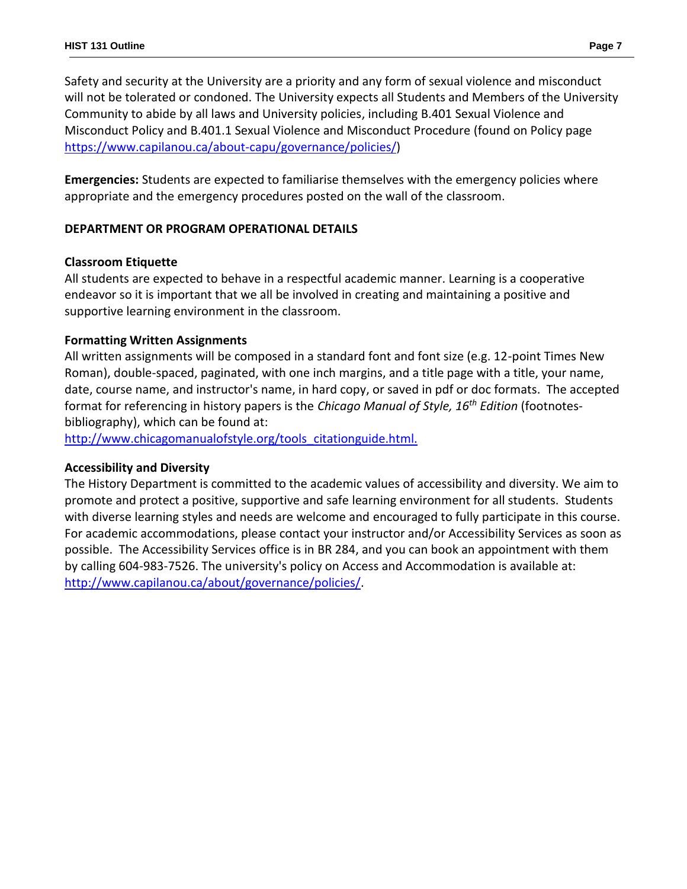Safety and security at the University are a priority and any form of sexual violence and misconduct will not be tolerated or condoned. The University expects all Students and Members of the University Community to abide by all laws and University policies, including B.401 Sexual Violence and Misconduct Policy and B.401.1 Sexual Violence and Misconduct Procedure (found on Policy page https://www.capilanou.ca/about-capu/governance/policies/)

**Emergencies:** Students are expected to familiarise themselves with the emergency policies where appropriate and the emergency procedures posted on the wall of the classroom.

## DEPARTMENT OR PROGRAM OPERATIONAL DETAILS

### Classroom Etiquette

All students are expected to behave in a respectful academic manner. Learning is a cooperative endeavor so it is important that we all be involved in creating and maintaining a positive and supportive learning environment in the classroom.

### Formatting Written Assignments

All written assignments will be composed in a standard font and font size (e.g. 12-point Times New Roman), double-spaced, paginated, with one inch margins, and a title page with a title, your name, date, course name, and instructor's name, in hard copy, or saved in pdf or doc formats. The accepted format for referencing in history papers is the *Chicago Manual of Style, 16th Edition* (footnotes-bibliography), which can be found at:
http://www.chicagomanualofstyle.org/tools_citationguide.html.

### Accessibility and Diversity

The History Department is committed to the academic values of accessibility and diversity. We aim to promote and protect a positive, supportive and safe learning environment for all students. Students with diverse learning styles and needs are welcome and encouraged to fully participate in this course. For academic accommodations, please contact your instructor and/or Accessibility Services as soon as possible. The Accessibility Services office is in BR 284, and you can book an appointment with them by calling 604-983-7526. The university's policy on Access and Accommodation is available at: http://www.capilanou.ca/about/governance/policies/.